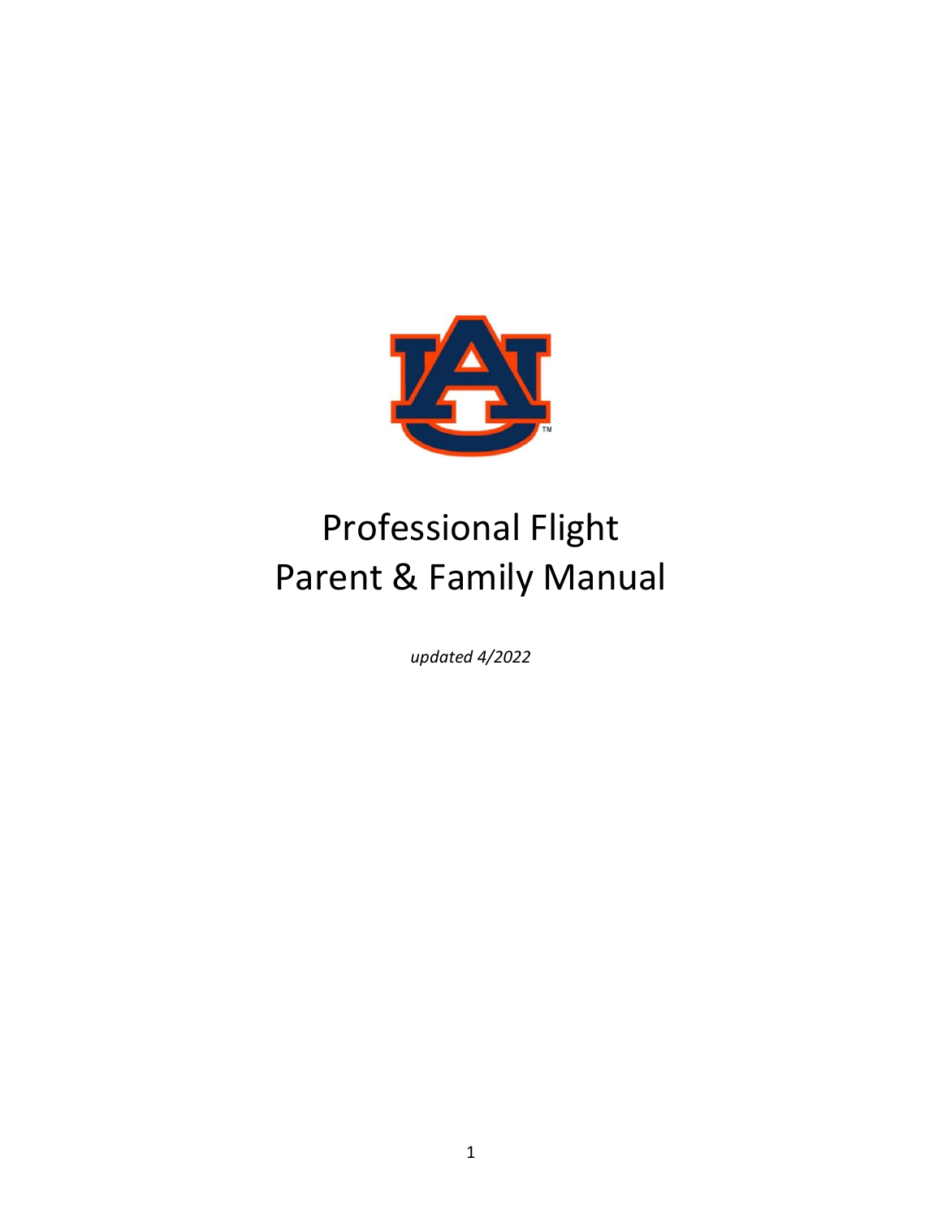# Professional Flight Parent & Family Manual

*updated 4/2022*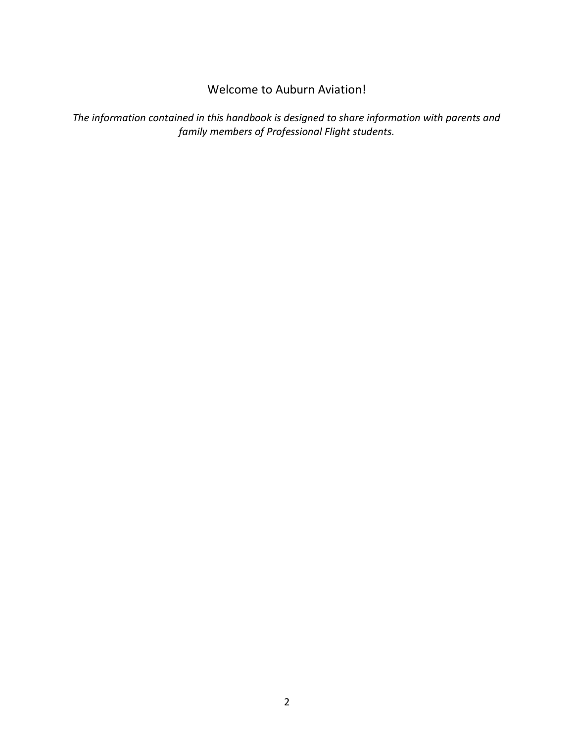# Welcome to Auburn Aviation!

*The information contained in this handbook is designed to share information with parents and family members of Professional Flight students.*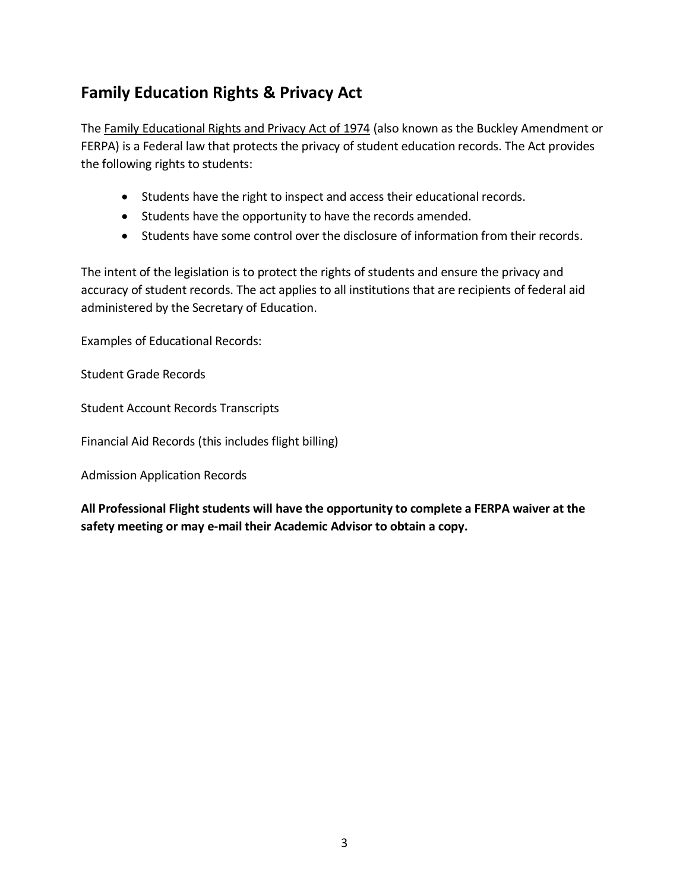## Family Education Rights & Privacy Act

The Family Educational Rights and Privacy Act of 1974 (also known as the Buckley Amendment or FERPA) is a Federal law that protects the privacy of student education records. The Act provides the following rights to students:

- Students have the right to inspect and access their educational records.
- Students have the opportunity to have the records amended.
- Students have some control over the disclosure of information from their records.

The intent of the legislation is to protect the rights of students and ensure the privacy and accuracy of student records. The act applies to all institutions that are recipients of federal aid administered by the Secretary of Education.

Examples of Educational Records:

Student Grade Records

Student Account Records Transcripts

Financial Aid Records (this includes flight billing)

Admission Application Records

**All Professional Flight students will have the opportunity to complete a FERPA waiver at the safety meeting or may e-mail their Academic Advisor to obtain a copy.**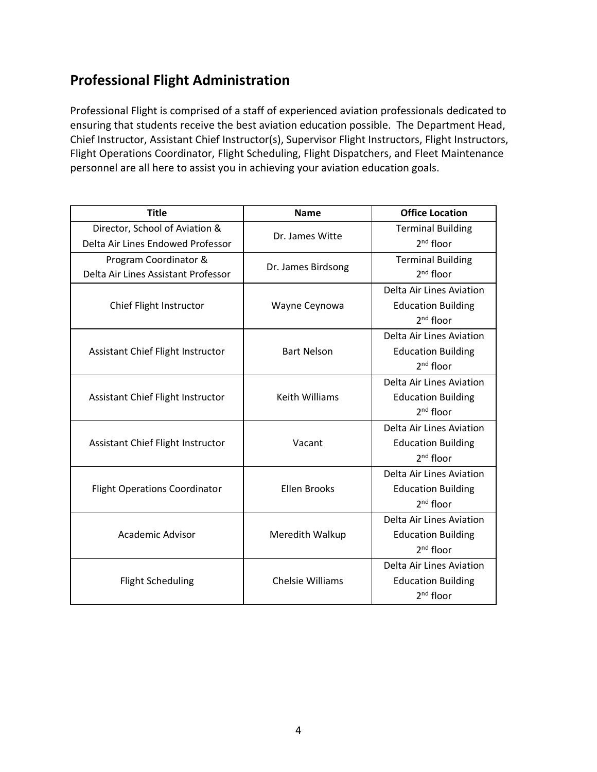## Professional Flight Administration

Professional Flight is comprised of a staff of experienced aviation professionals dedicated to ensuring that students receive the best aviation education possible. The Department Head, Chief Instructor, Assistant Chief Instructor(s), Supervisor Flight Instructors, Flight Instructors, Flight Operations Coordinator, Flight Scheduling, Flight Dispatchers, and Fleet Maintenance personnel are all here to assist you in achieving your aviation education goals.

| Title | Name | Office Location |
|---|---|---|
| Director, School of Aviation & Delta Air Lines Endowed Professor | Dr. James Witte | Terminal Building 2nd floor |
| Program Coordinator & Delta Air Lines Assistant Professor | Dr. James Birdsong | Terminal Building 2nd floor |
| Chief Flight Instructor | Wayne Ceynowa | Delta Air Lines Aviation Education Building 2nd floor |
| Assistant Chief Flight Instructor | Bart Nelson | Delta Air Lines Aviation Education Building 2nd floor |
| Assistant Chief Flight Instructor | Keith Williams | Delta Air Lines Aviation Education Building 2nd floor |
| Assistant Chief Flight Instructor | Vacant | Delta Air Lines Aviation Education Building 2nd floor |
| Flight Operations Coordinator | Ellen Brooks | Delta Air Lines Aviation Education Building 2nd floor |
| Academic Advisor | Meredith Walkup | Delta Air Lines Aviation Education Building 2nd floor |
| Flight Scheduling | Chelsie Williams | Delta Air Lines Aviation Education Building 2nd floor |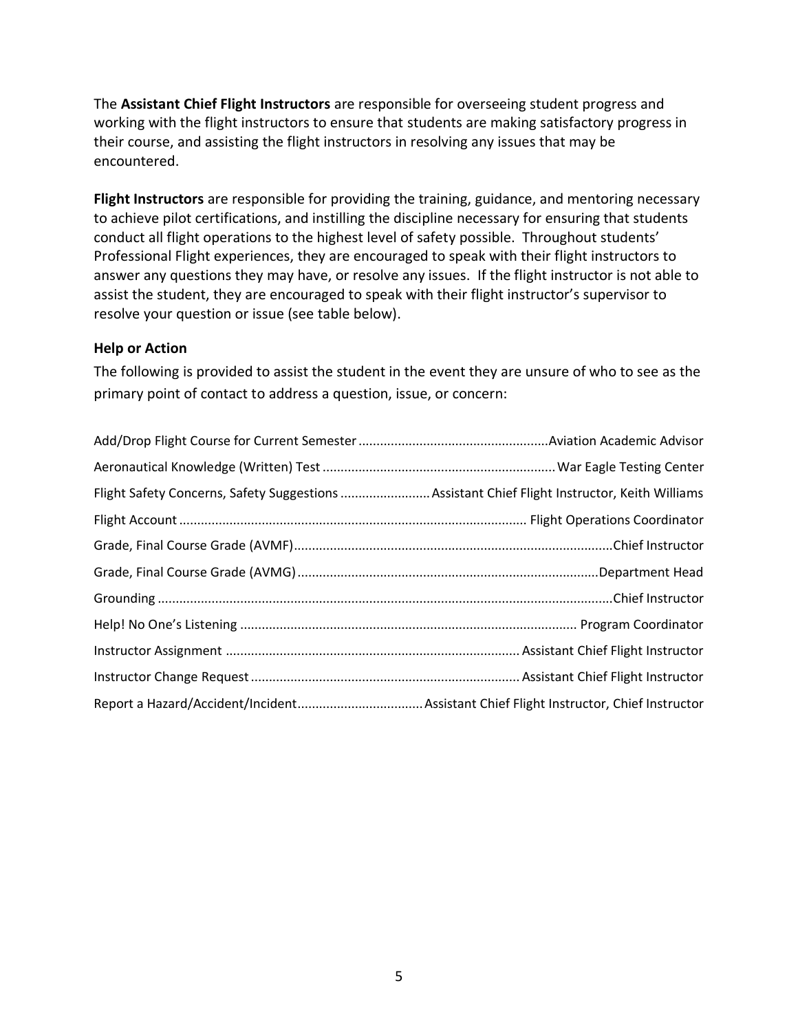The **Assistant Chief Flight Instructors** are responsible for overseeing student progress and working with the flight instructors to ensure that students are making satisfactory progress in their course, and assisting the flight instructors in resolving any issues that may be encountered.

**Flight Instructors** are responsible for providing the training, guidance, and mentoring necessary to achieve pilot certifications, and instilling the discipline necessary for ensuring that students conduct all flight operations to the highest level of safety possible. Throughout students' Professional Flight experiences, they are encouraged to speak with their flight instructors to answer any questions they may have, or resolve any issues. If the flight instructor is not able to assist the student, they are encouraged to speak with their flight instructor's supervisor to resolve your question or issue (see table below).

### Help or Action

The following is provided to assist the student in the event they are unsure of who to see as the primary point of contact to address a question, issue, or concern:

| Question, Issue, or Concern | Point of Contact |
|---|---|
| Add/Drop Flight Course for Current Semester | Aviation Academic Advisor |
| Aeronautical Knowledge (Written) Test | War Eagle Testing Center |
| Flight Safety Concerns, Safety Suggestions | Assistant Chief Flight Instructor, Keith Williams |
| Flight Account | Flight Operations Coordinator |
| Grade, Final Course Grade (AVMF) | Chief Instructor |
| Grade, Final Course Grade (AVMG) | Department Head |
| Grounding | Chief Instructor |
| Help! No One's Listening | Program Coordinator |
| Instructor Assignment | Assistant Chief Flight Instructor |
| Instructor Change Request | Assistant Chief Flight Instructor |
| Report a Hazard/Accident/Incident | Assistant Chief Flight Instructor, Chief Instructor |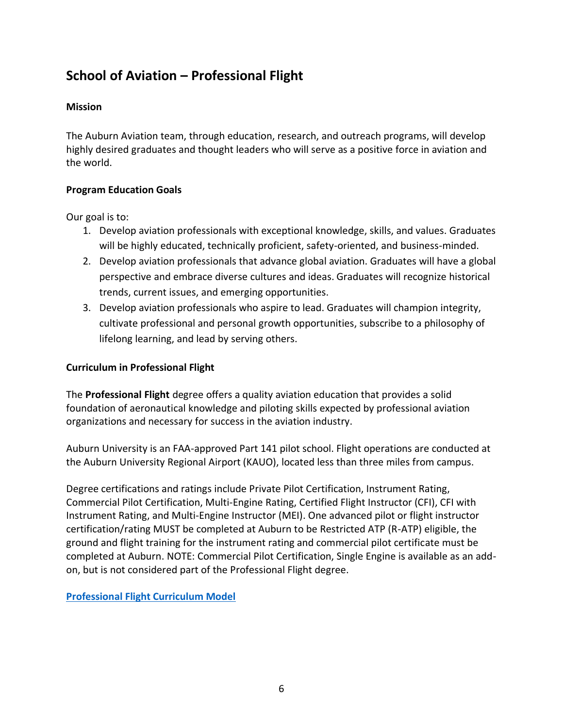## School of Aviation – Professional Flight

**Mission**

The Auburn Aviation team, through education, research, and outreach programs, will develop highly desired graduates and thought leaders who will serve as a positive force in aviation and the world.

**Program Education Goals**

Our goal is to:

1. Develop aviation professionals with exceptional knowledge, skills, and values. Graduates will be highly educated, technically proficient, safety-oriented, and business-minded.
2. Develop aviation professionals that advance global aviation. Graduates will have a global perspective and embrace diverse cultures and ideas. Graduates will recognize historical trends, current issues, and emerging opportunities.
3. Develop aviation professionals who aspire to lead. Graduates will champion integrity, cultivate professional and personal growth opportunities, subscribe to a philosophy of lifelong learning, and lead by serving others.

**Curriculum in Professional Flight**

The **Professional Flight** degree offers a quality aviation education that provides a solid foundation of aeronautical knowledge and piloting skills expected by professional aviation organizations and necessary for success in the aviation industry.

Auburn University is an FAA-approved Part 141 pilot school. Flight operations are conducted at the Auburn University Regional Airport (KAUO), located less than three miles from campus.

Degree certifications and ratings include Private Pilot Certification, Instrument Rating, Commercial Pilot Certification, Multi-Engine Rating, Certified Flight Instructor (CFI), CFI with Instrument Rating, and Multi-Engine Instructor (MEI). One advanced pilot or flight instructor certification/rating MUST be completed at Auburn to be Restricted ATP (R-ATP) eligible, the ground and flight training for the instrument rating and commercial pilot certificate must be completed at Auburn. NOTE: Commercial Pilot Certification, Single Engine is available as an add-on, but is not considered part of the Professional Flight degree.

**Professional Flight Curriculum Model**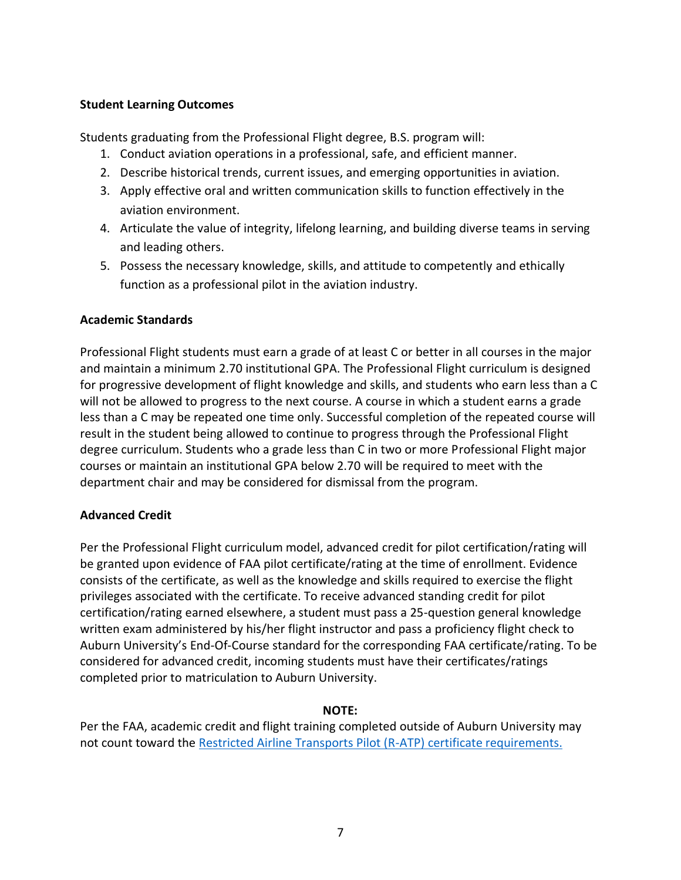### Student Learning Outcomes

Students graduating from the Professional Flight degree, B.S. program will:

1. Conduct aviation operations in a professional, safe, and efficient manner.
2. Describe historical trends, current issues, and emerging opportunities in aviation.
3. Apply effective oral and written communication skills to function effectively in the aviation environment.
4. Articulate the value of integrity, lifelong learning, and building diverse teams in serving and leading others.
5. Possess the necessary knowledge, skills, and attitude to competently and ethically function as a professional pilot in the aviation industry.

### Academic Standards

Professional Flight students must earn a grade of at least C or better in all courses in the major and maintain a minimum 2.70 institutional GPA. The Professional Flight curriculum is designed for progressive development of flight knowledge and skills, and students who earn less than a C will not be allowed to progress to the next course. A course in which a student earns a grade less than a C may be repeated one time only. Successful completion of the repeated course will result in the student being allowed to continue to progress through the Professional Flight degree curriculum. Students who a grade less than C in two or more Professional Flight major courses or maintain an institutional GPA below 2.70 will be required to meet with the department chair and may be considered for dismissal from the program.

### Advanced Credit

Per the Professional Flight curriculum model, advanced credit for pilot certification/rating will be granted upon evidence of FAA pilot certificate/rating at the time of enrollment. Evidence consists of the certificate, as well as the knowledge and skills required to exercise the flight privileges associated with the certificate. To receive advanced standing credit for pilot certification/rating earned elsewhere, a student must pass a 25-question general knowledge written exam administered by his/her flight instructor and pass a proficiency flight check to Auburn University's End-Of-Course standard for the corresponding FAA certificate/rating. To be considered for advanced credit, incoming students must have their certificates/ratings completed prior to matriculation to Auburn University.

**NOTE:**

Per the FAA, academic credit and flight training completed outside of Auburn University may not count toward the Restricted Airline Transports Pilot (R-ATP) certificate requirements.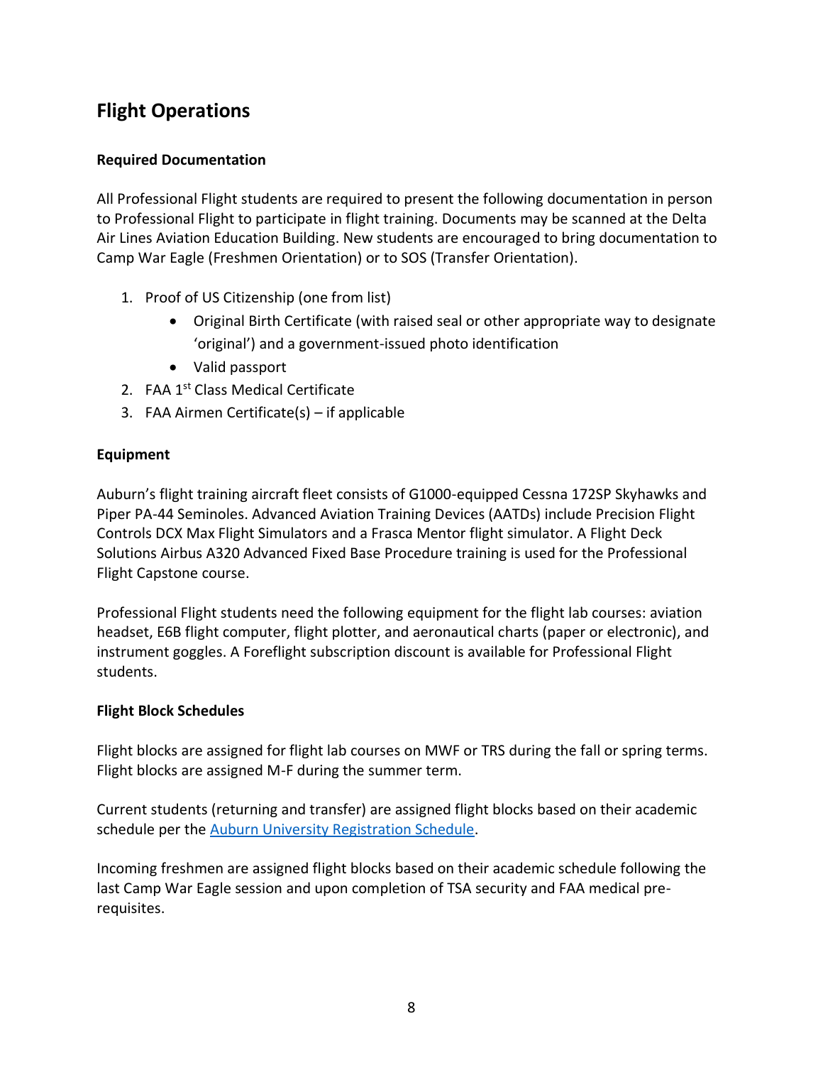## Flight Operations

### Required Documentation

All Professional Flight students are required to present the following documentation in person to Professional Flight to participate in flight training. Documents may be scanned at the Delta Air Lines Aviation Education Building. New students are encouraged to bring documentation to Camp War Eagle (Freshmen Orientation) or to SOS (Transfer Orientation).

1. Proof of US Citizenship (one from list)
   - Original Birth Certificate (with raised seal or other appropriate way to designate 'original') and a government-issued photo identification
   - Valid passport
2. FAA 1st Class Medical Certificate
3. FAA Airmen Certificate(s) – if applicable

### Equipment

Auburn's flight training aircraft fleet consists of G1000-equipped Cessna 172SP Skyhawks and Piper PA-44 Seminoles. Advanced Aviation Training Devices (AATDs) include Precision Flight Controls DCX Max Flight Simulators and a Frasca Mentor flight simulator. A Flight Deck Solutions Airbus A320 Advanced Fixed Base Procedure training is used for the Professional Flight Capstone course.

Professional Flight students need the following equipment for the flight lab courses: aviation headset, E6B flight computer, flight plotter, and aeronautical charts (paper or electronic), and instrument goggles. A Foreflight subscription discount is available for Professional Flight students.

### Flight Block Schedules

Flight blocks are assigned for flight lab courses on MWF or TRS during the fall or spring terms. Flight blocks are assigned M-F during the summer term.

Current students (returning and transfer) are assigned flight blocks based on their academic schedule per the [Auburn University Registration Schedule](#).

Incoming freshmen are assigned flight blocks based on their academic schedule following the last Camp War Eagle session and upon completion of TSA security and FAA medical pre-requisites.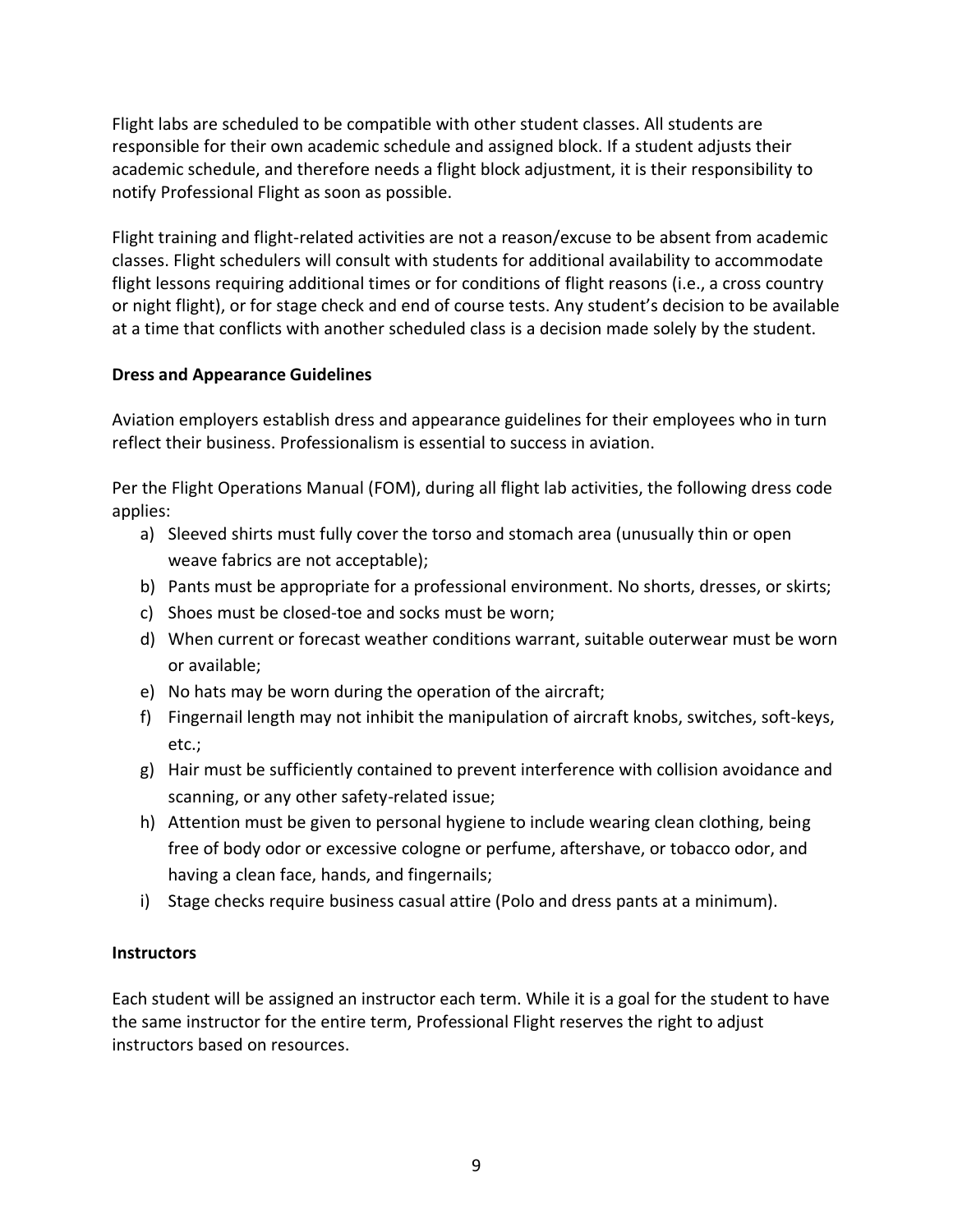Flight labs are scheduled to be compatible with other student classes. All students are responsible for their own academic schedule and assigned block. If a student adjusts their academic schedule, and therefore needs a flight block adjustment, it is their responsibility to notify Professional Flight as soon as possible.

Flight training and flight-related activities are not a reason/excuse to be absent from academic classes. Flight schedulers will consult with students for additional availability to accommodate flight lessons requiring additional times or for conditions of flight reasons (i.e., a cross country or night flight), or for stage check and end of course tests. Any student's decision to be available at a time that conflicts with another scheduled class is a decision made solely by the student.

**Dress and Appearance Guidelines**

Aviation employers establish dress and appearance guidelines for their employees who in turn reflect their business. Professionalism is essential to success in aviation.

Per the Flight Operations Manual (FOM), during all flight lab activities, the following dress code applies:

a) Sleeved shirts must fully cover the torso and stomach area (unusually thin or open weave fabrics are not acceptable);
b) Pants must be appropriate for a professional environment. No shorts, dresses, or skirts;
c) Shoes must be closed-toe and socks must be worn;
d) When current or forecast weather conditions warrant, suitable outerwear must be worn or available;
e) No hats may be worn during the operation of the aircraft;
f) Fingernail length may not inhibit the manipulation of aircraft knobs, switches, soft-keys, etc.;
g) Hair must be sufficiently contained to prevent interference with collision avoidance and scanning, or any other safety-related issue;
h) Attention must be given to personal hygiene to include wearing clean clothing, being free of body odor or excessive cologne or perfume, aftershave, or tobacco odor, and having a clean face, hands, and fingernails;
i) Stage checks require business casual attire (Polo and dress pants at a minimum).

**Instructors**

Each student will be assigned an instructor each term. While it is a goal for the student to have the same instructor for the entire term, Professional Flight reserves the right to adjust instructors based on resources.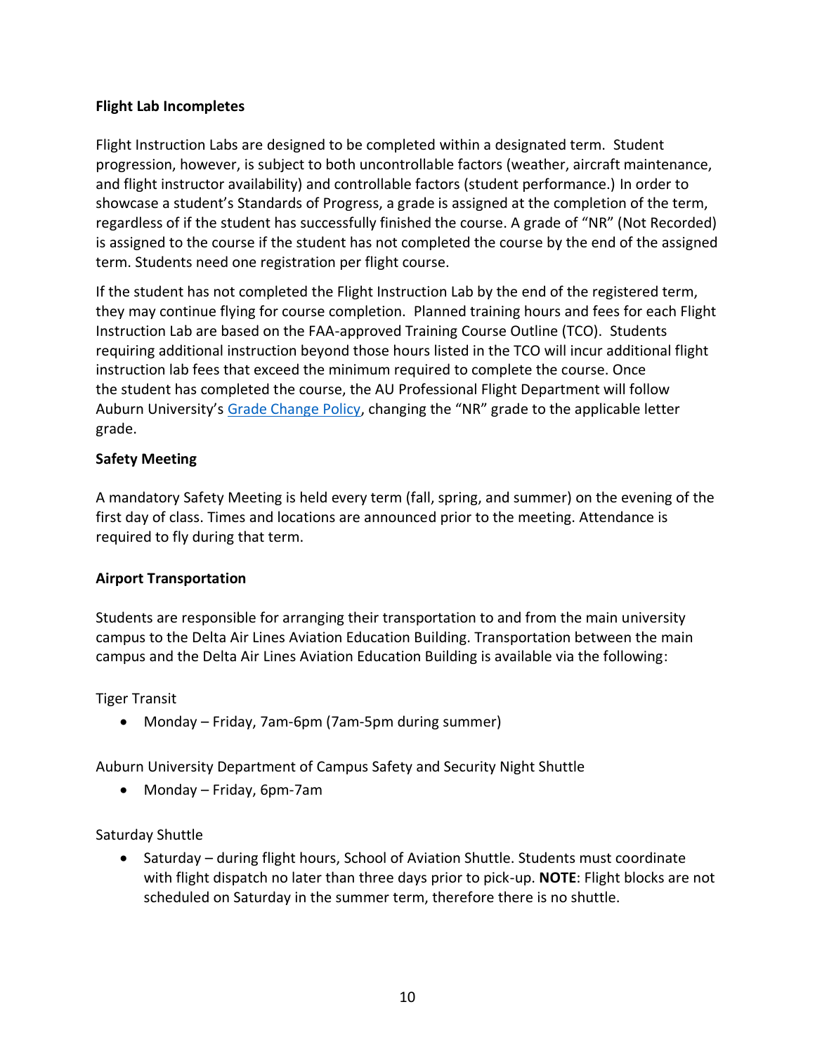### Flight Lab Incompletes

Flight Instruction Labs are designed to be completed within a designated term. Student progression, however, is subject to both uncontrollable factors (weather, aircraft maintenance, and flight instructor availability) and controllable factors (student performance.) In order to showcase a student's Standards of Progress, a grade is assigned at the completion of the term, regardless of if the student has successfully finished the course. A grade of "NR" (Not Recorded) is assigned to the course if the student has not completed the course by the end of the assigned term. Students need one registration per flight course.

If the student has not completed the Flight Instruction Lab by the end of the registered term, they may continue flying for course completion. Planned training hours and fees for each Flight Instruction Lab are based on the FAA-approved Training Course Outline (TCO). Students requiring additional instruction beyond those hours listed in the TCO will incur additional flight instruction lab fees that exceed the minimum required to complete the course. Once the student has completed the course, the AU Professional Flight Department will follow Auburn University's Grade Change Policy, changing the "NR" grade to the applicable letter grade.

### Safety Meeting

A mandatory Safety Meeting is held every term (fall, spring, and summer) on the evening of the first day of class. Times and locations are announced prior to the meeting. Attendance is required to fly during that term.

### Airport Transportation

Students are responsible for arranging their transportation to and from the main university campus to the Delta Air Lines Aviation Education Building. Transportation between the main campus and the Delta Air Lines Aviation Education Building is available via the following:

Tiger Transit

- Monday – Friday, 7am-6pm (7am-5pm during summer)

Auburn University Department of Campus Safety and Security Night Shuttle

- Monday – Friday, 6pm-7am

Saturday Shuttle

- Saturday – during flight hours, School of Aviation Shuttle. Students must coordinate with flight dispatch no later than three days prior to pick-up. **NOTE**: Flight blocks are not scheduled on Saturday in the summer term, therefore there is no shuttle.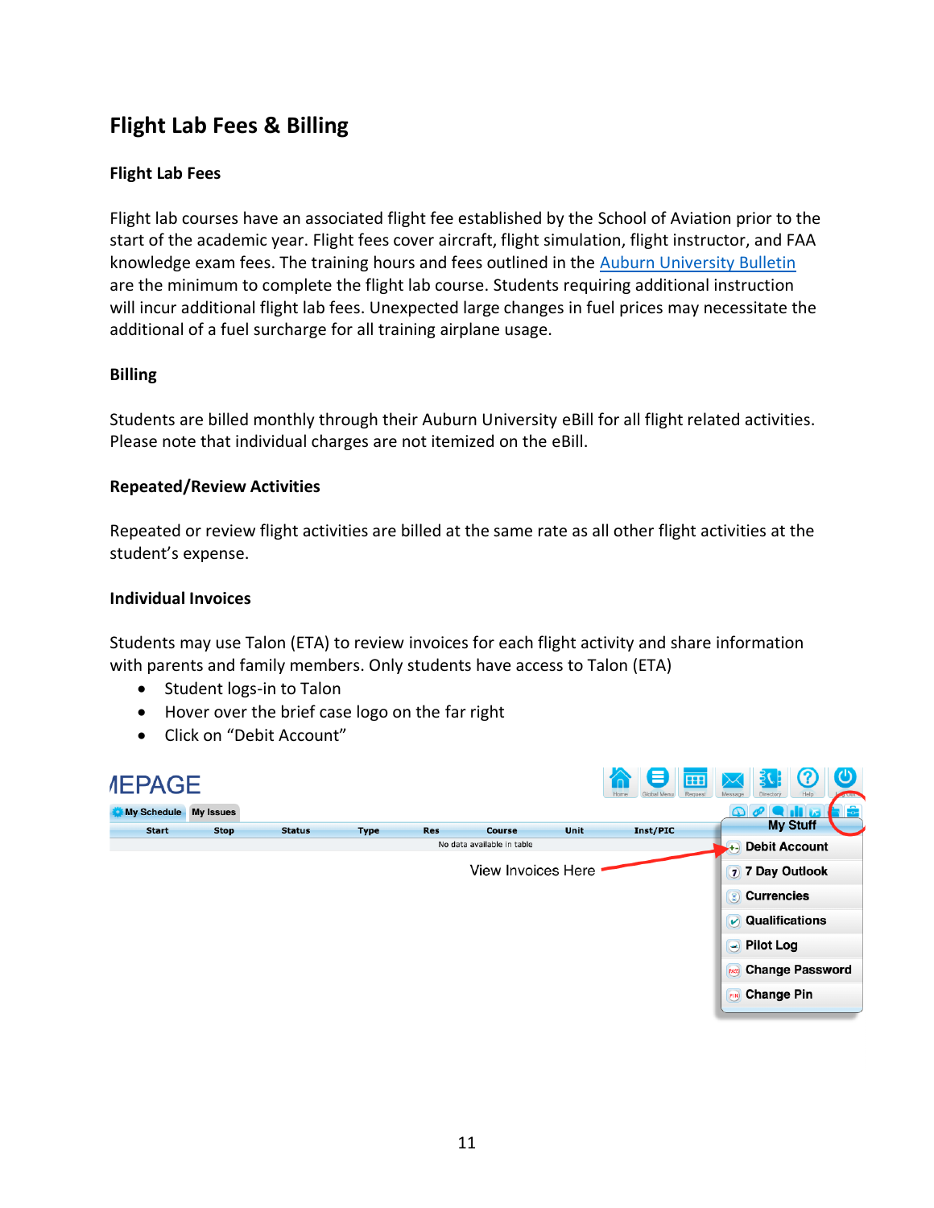## Flight Lab Fees & Billing

### Flight Lab Fees

Flight lab courses have an associated flight fee established by the School of Aviation prior to the start of the academic year. Flight fees cover aircraft, flight simulation, flight instructor, and FAA knowledge exam fees. The training hours and fees outlined in the Auburn University Bulletin are the minimum to complete the flight lab course. Students requiring additional instruction will incur additional flight lab fees. Unexpected large changes in fuel prices may necessitate the additional of a fuel surcharge for all training airplane usage.

### Billing

Students are billed monthly through their Auburn University eBill for all flight related activities. Please note that individual charges are not itemized on the eBill.

### Repeated/Review Activities

Repeated or review flight activities are billed at the same rate as all other flight activities at the student's expense.

### Individual Invoices

Students may use Talon (ETA) to review invoices for each flight activity and share information with parents and family members. Only students have access to Talon (ETA)

- Student logs-in to Talon
- Hover over the brief case logo on the far right
- Click on "Debit Account"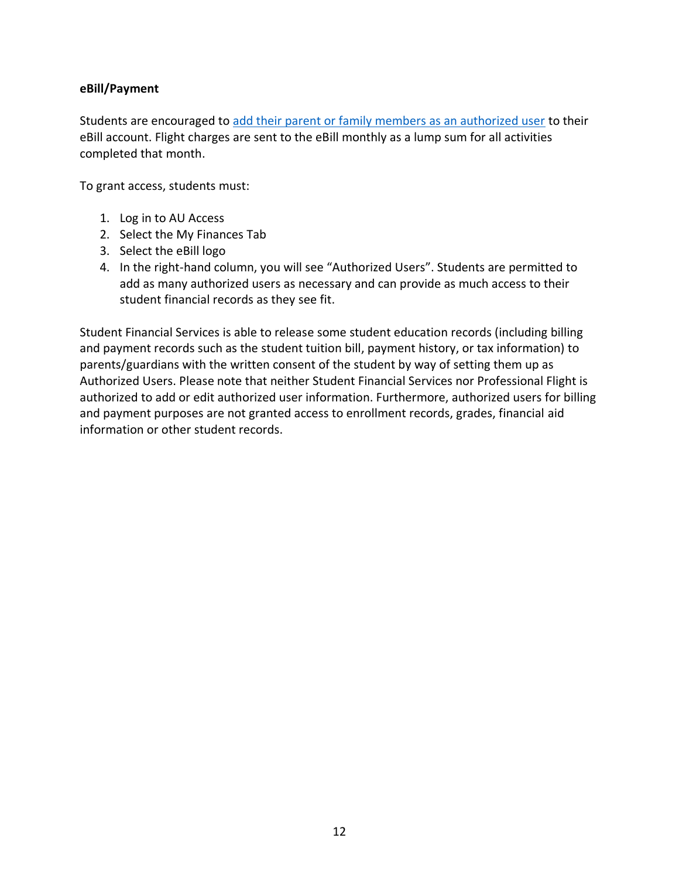**eBill/Payment**

Students are encouraged to add their parent or family members as an authorized user to their eBill account. Flight charges are sent to the eBill monthly as a lump sum for all activities completed that month.

To grant access, students must:

1. Log in to AU Access
2. Select the My Finances Tab
3. Select the eBill logo
4. In the right-hand column, you will see "Authorized Users". Students are permitted to add as many authorized users as necessary and can provide as much access to their student financial records as they see fit.

Student Financial Services is able to release some student education records (including billing and payment records such as the student tuition bill, payment history, or tax information) to parents/guardians with the written consent of the student by way of setting them up as Authorized Users. Please note that neither Student Financial Services nor Professional Flight is authorized to add or edit authorized user information. Furthermore, authorized users for billing and payment purposes are not granted access to enrollment records, grades, financial aid information or other student records.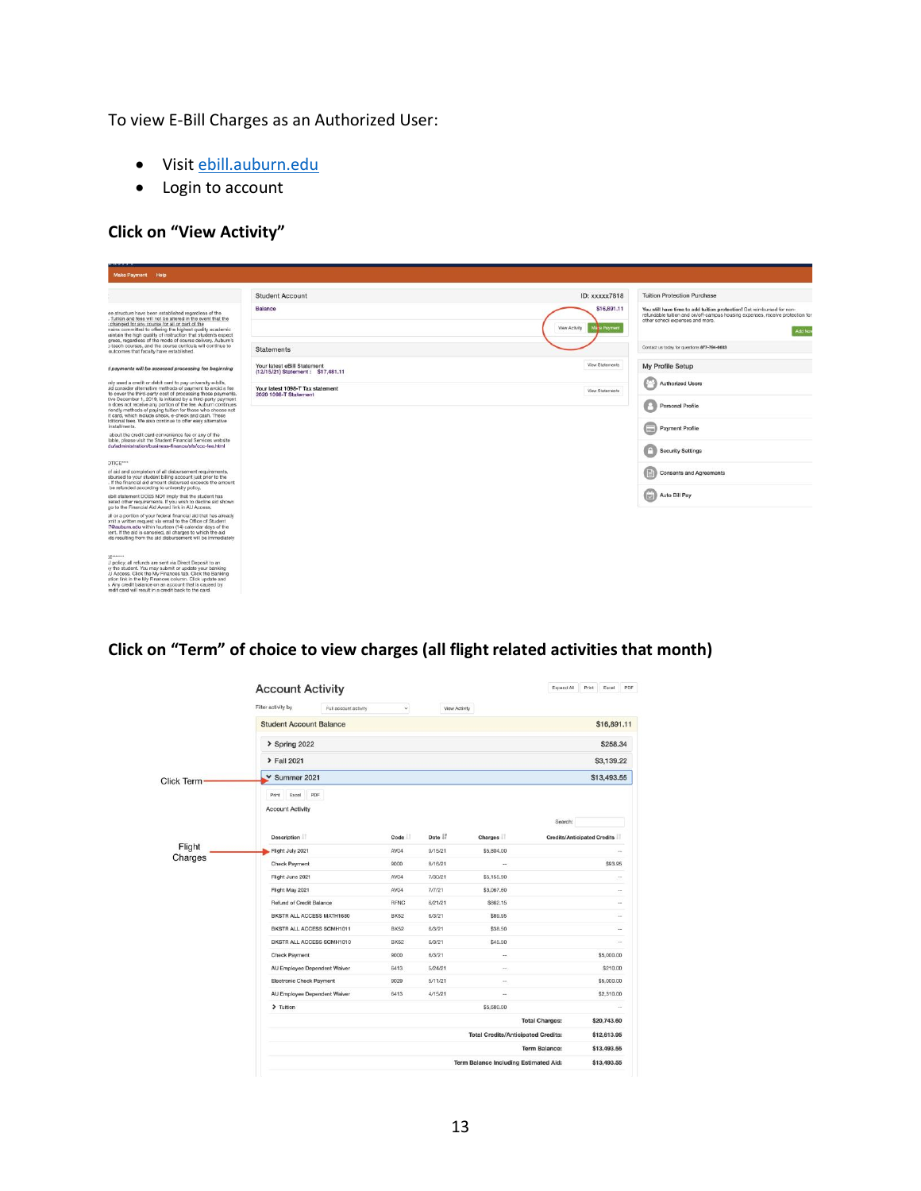To view E-Bill Charges as an Authorized User:

- Visit ebill.auburn.edu
- Login to account

**Click on "View Activity"**

**Click on "Term" of choice to view charges (all flight related activities that month)**

Click Term

Flight Charges

**Account Activity**

| Student Account Balance | $16,891.11 |
|---|---|
| Spring 2022 | $258.34 |
| Fall 2021 | $3,139.22 |
| Summer 2021 | $13,493.55 |

| Description | Code | Date | Charges | Credits/Anticipated Credits |
|---|---|---|---|---|
| Flight July 2021 | AV04 | 8/15/21 | $5,804.00 | -- |
| Check Payment | 9000 | 8/16/21 | -- | $93.95 |
| Flight June 2021 | AV04 | 7/30/21 | $5,155.90 | -- |
| Flight May 2021 | AV04 | 7/7/21 | $3,067.80 | -- |
| Refund of Credit Balance | RFNC | 6/21/21 | $862.15 | -- |
| BKSTR ALL ACCESS MATH1680 | BK52 | 6/3/21 | $89.95 | -- |
| BKSTR ALL ACCESS SCMH1011 | BK52 | 6/3/21 | $38.50 | -- |
| BKSTR ALL ACCESS SCMH1010 | BK52 | 6/3/21 | $45.50 | -- |
| Check Payment | 9000 | 6/3/21 | -- | $5,000.00 |
| AU Employee Dependent Waiver | 6413 | 5/24/21 | -- | $210.00 |
| Electronic Check Payment | 9029 | 5/11/21 | -- | $5,000.00 |
| AU Employee Dependent Waiver | 6413 | 4/15/21 | -- | $2,310.00 |
| Tuition | | | $5,680.00 | -- |
| | | | Total Charges: | $20,743.60 |
| | | | Total Credits/Anticipated Credits: | $12,613.95 |
| | | | Term Balance: | $13,493.55 |
| | | | Term Balance Including Estimated Aid: | $13,493.55 |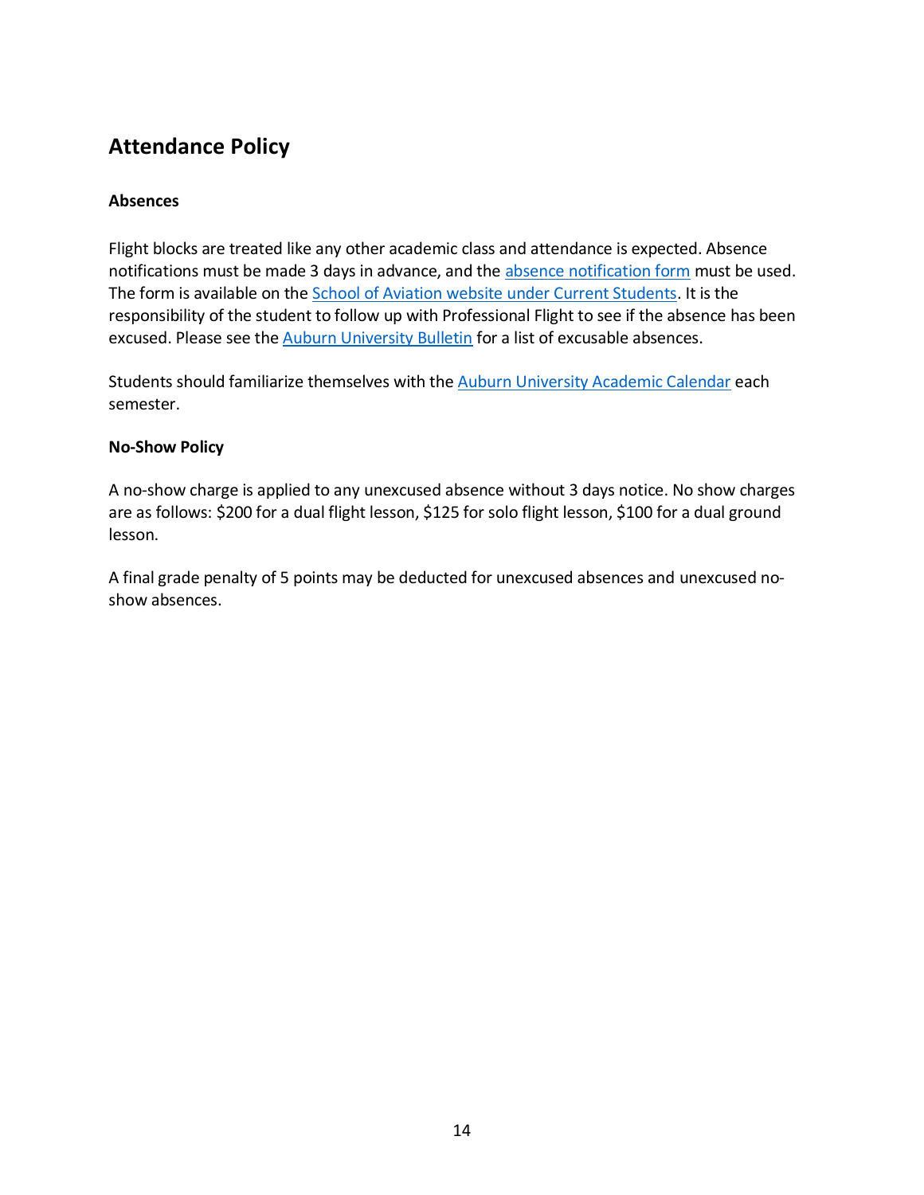## Attendance Policy

### Absences

Flight blocks are treated like any other academic class and attendance is expected. Absence notifications must be made 3 days in advance, and the absence notification form must be used. The form is available on the School of Aviation website under Current Students. It is the responsibility of the student to follow up with Professional Flight to see if the absence has been excused. Please see the Auburn University Bulletin for a list of excusable absences.

Students should familiarize themselves with the Auburn University Academic Calendar each semester.

### No-Show Policy

A no-show charge is applied to any unexcused absence without 3 days notice. No show charges are as follows: $200 for a dual flight lesson, $125 for solo flight lesson, $100 for a dual ground lesson.

A final grade penalty of 5 points may be deducted for unexcused absences and unexcused no-show absences.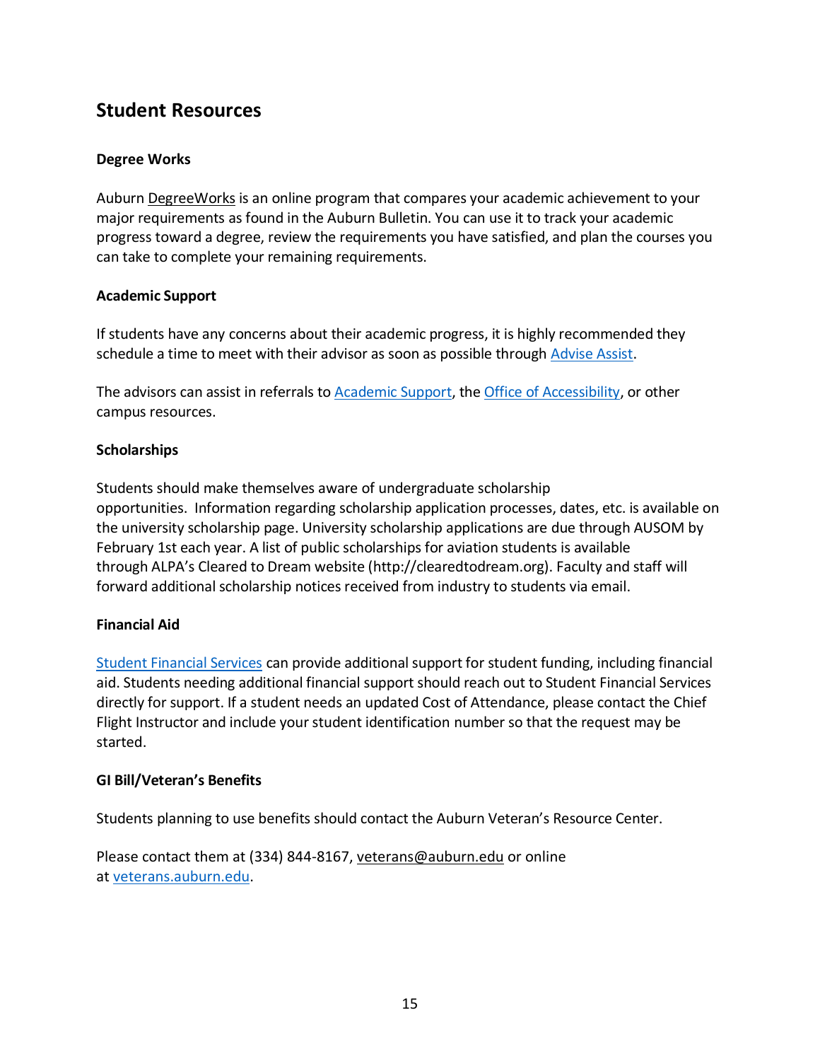## Student Resources

### Degree Works

Auburn DegreeWorks is an online program that compares your academic achievement to your major requirements as found in the Auburn Bulletin. You can use it to track your academic progress toward a degree, review the requirements you have satisfied, and plan the courses you can take to complete your remaining requirements.

### Academic Support

If students have any concerns about their academic progress, it is highly recommended they schedule a time to meet with their advisor as soon as possible through Advise Assist.

The advisors can assist in referrals to Academic Support, the Office of Accessibility, or other campus resources.

### Scholarships

Students should make themselves aware of undergraduate scholarship opportunities. Information regarding scholarship application processes, dates, etc. is available on the university scholarship page. University scholarship applications are due through AUSOM by February 1st each year. A list of public scholarships for aviation students is available through ALPA's Cleared to Dream website (http://clearedtodream.org). Faculty and staff will forward additional scholarship notices received from industry to students via email.

### Financial Aid

Student Financial Services can provide additional support for student funding, including financial aid. Students needing additional financial support should reach out to Student Financial Services directly for support. If a student needs an updated Cost of Attendance, please contact the Chief Flight Instructor and include your student identification number so that the request may be started.

### GI Bill/Veteran's Benefits

Students planning to use benefits should contact the Auburn Veteran's Resource Center.

Please contact them at (334) 844-8167, veterans@auburn.edu or online at veterans.auburn.edu.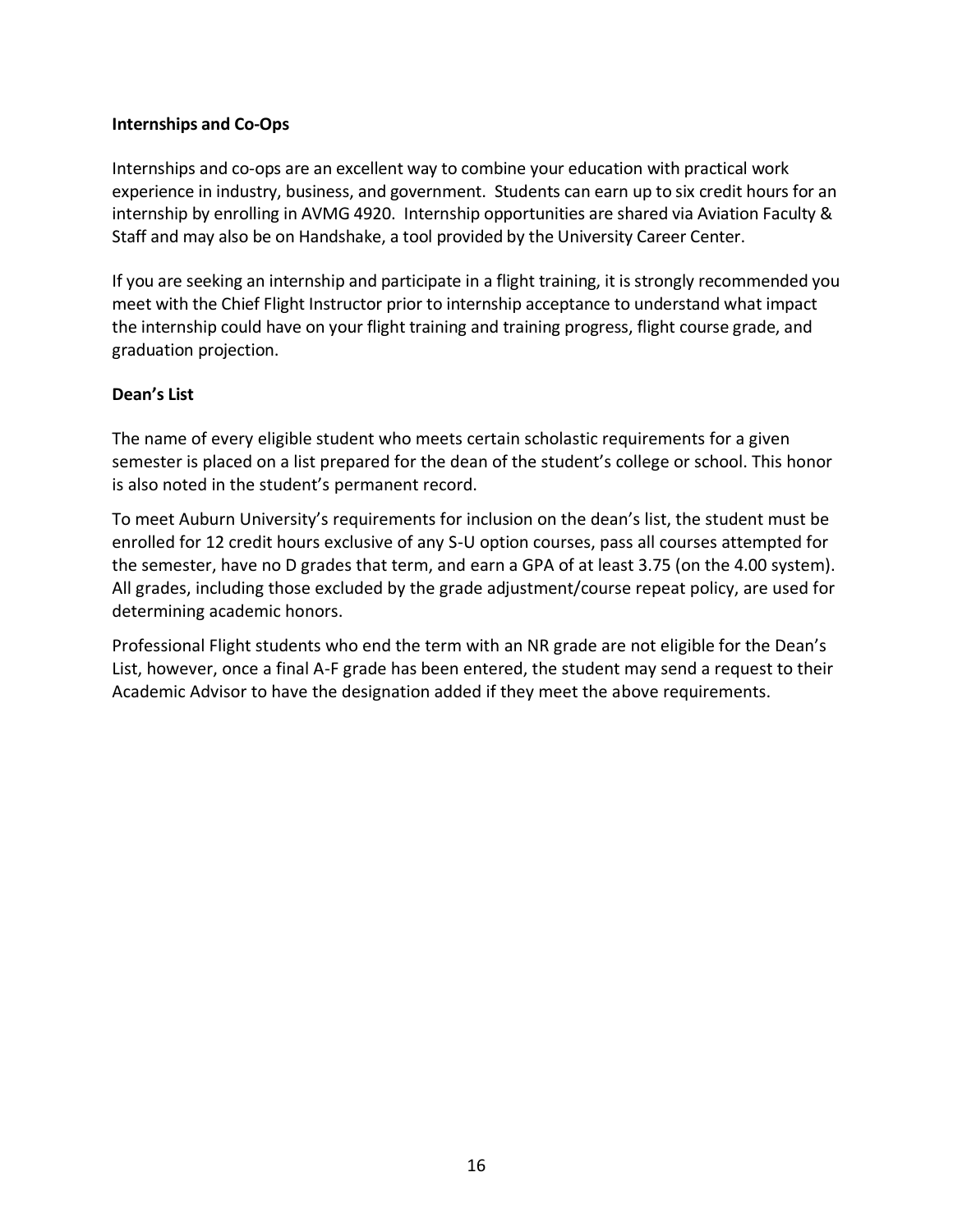**Internships and Co-Ops**

Internships and co-ops are an excellent way to combine your education with practical work experience in industry, business, and government. Students can earn up to six credit hours for an internship by enrolling in AVMG 4920. Internship opportunities are shared via Aviation Faculty & Staff and may also be on Handshake, a tool provided by the University Career Center.

If you are seeking an internship and participate in a flight training, it is strongly recommended you meet with the Chief Flight Instructor prior to internship acceptance to understand what impact the internship could have on your flight training and training progress, flight course grade, and graduation projection.

**Dean's List**

The name of every eligible student who meets certain scholastic requirements for a given semester is placed on a list prepared for the dean of the student's college or school. This honor is also noted in the student's permanent record.

To meet Auburn University's requirements for inclusion on the dean's list, the student must be enrolled for 12 credit hours exclusive of any S-U option courses, pass all courses attempted for the semester, have no D grades that term, and earn a GPA of at least 3.75 (on the 4.00 system). All grades, including those excluded by the grade adjustment/course repeat policy, are used for determining academic honors.

Professional Flight students who end the term with an NR grade are not eligible for the Dean's List, however, once a final A-F grade has been entered, the student may send a request to their Academic Advisor to have the designation added if they meet the above requirements.